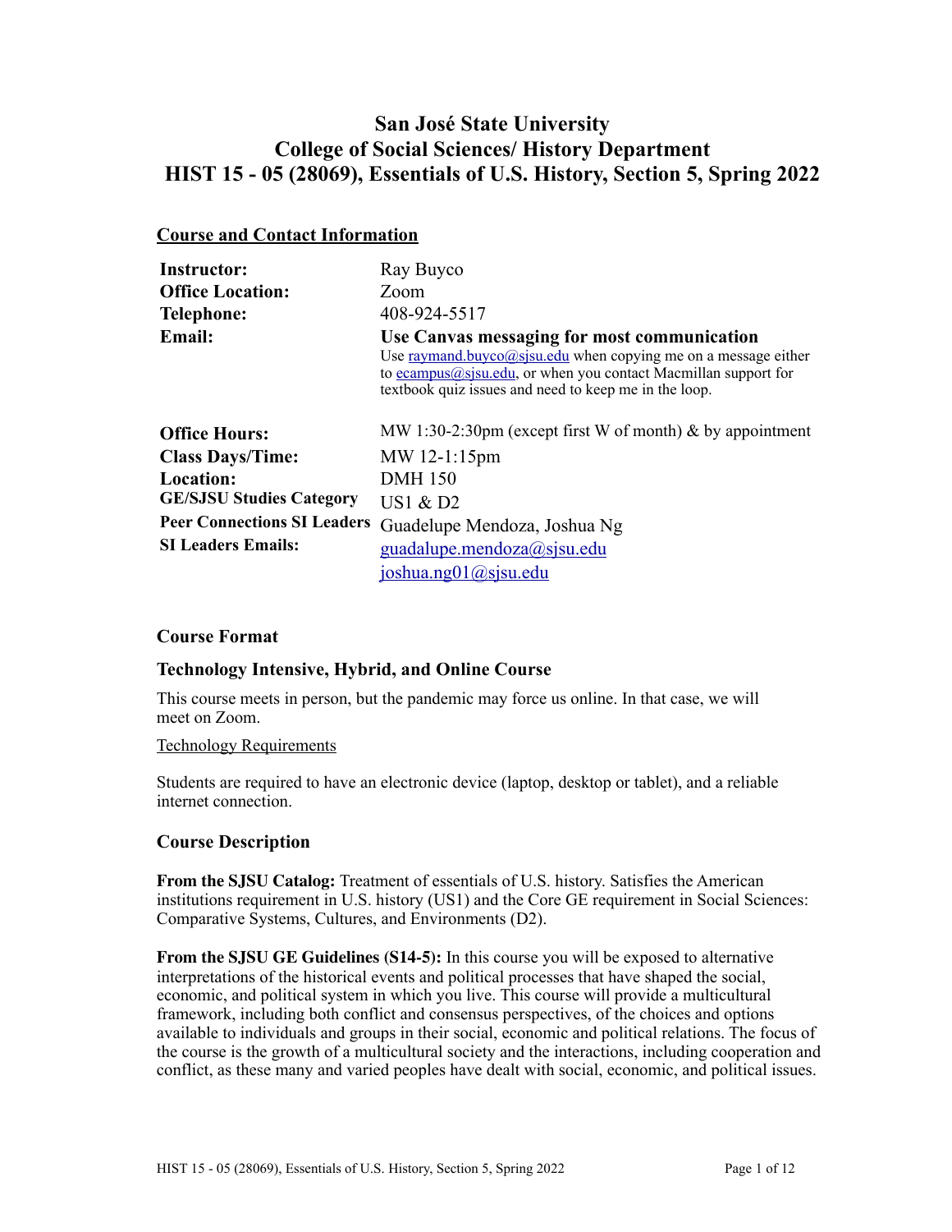# San José State University
# College of Social Sciences/ History Department
# HIST 15 - 05 (28069), Essentials of U.S. History, Section 5, Spring 2022

## Course and Contact Information

| | |
|---|---|
| **Instructor:** | Ray Buyco |
| **Office Location:** | Zoom |
| **Telephone:** | 408-924-5517 |
| **Email:** | **Use Canvas messaging for most communication** Use raymand.buyco@sjsu.edu when copying me on a message either to ecampus@sjsu.edu, or when you contact Macmillan support for textbook quiz issues and need to keep me in the loop. |
| **Office Hours:** | MW 1:30-2:30pm (except first W of month) & by appointment |
| **Class Days/Time:** | MW 12-1:15pm |
| **Location:** | DMH 150 |
| **GE/SJSU Studies Category** | US1 & D2 |
| **Peer Connections SI Leaders** | Guadelupe Mendoza, Joshua Ng |
| **SI Leaders Emails:** | guadalupe.mendoza@sjsu.edu joshua.ng01@sjsu.edu |

### Course Format

### Technology Intensive, Hybrid, and Online Course

This course meets in person, but the pandemic may force us online. In that case, we will meet on Zoom.

Technology Requirements

Students are required to have an electronic device (laptop, desktop or tablet), and a reliable internet connection.

### Course Description

**From the SJSU Catalog:** Treatment of essentials of U.S. history. Satisfies the American institutions requirement in U.S. history (US1) and the Core GE requirement in Social Sciences: Comparative Systems, Cultures, and Environments (D2).

**From the SJSU GE Guidelines (S14-5):** In this course you will be exposed to alternative interpretations of the historical events and political processes that have shaped the social, economic, and political system in which you live. This course will provide a multicultural framework, including both conflict and consensus perspectives, of the choices and options available to individuals and groups in their social, economic and political relations. The focus of the course is the growth of a multicultural society and the interactions, including cooperation and conflict, as these many and varied peoples have dealt with social, economic, and political issues.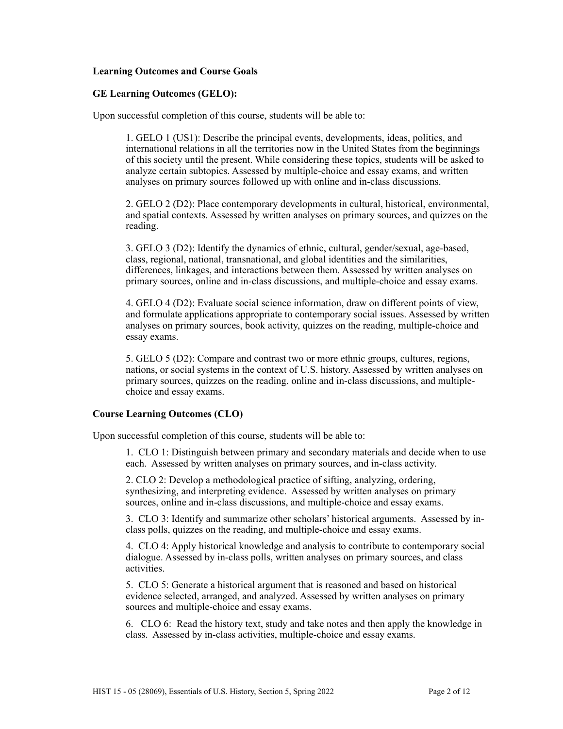**Learning Outcomes and Course Goals**

**GE Learning Outcomes (GELO):**

Upon successful completion of this course, students will be able to:

1. GELO 1 (US1): Describe the principal events, developments, ideas, politics, and international relations in all the territories now in the United States from the beginnings of this society until the present. While considering these topics, students will be asked to analyze certain subtopics. Assessed by multiple-choice and essay exams, and written analyses on primary sources followed up with online and in-class discussions.

2. GELO 2 (D2): Place contemporary developments in cultural, historical, environmental, and spatial contexts. Assessed by written analyses on primary sources, and quizzes on the reading.

3. GELO 3 (D2): Identify the dynamics of ethnic, cultural, gender/sexual, age-based, class, regional, national, transnational, and global identities and the similarities, differences, linkages, and interactions between them. Assessed by written analyses on primary sources, online and in-class discussions, and multiple-choice and essay exams.

4. GELO 4 (D2): Evaluate social science information, draw on different points of view, and formulate applications appropriate to contemporary social issues. Assessed by written analyses on primary sources, book activity, quizzes on the reading, multiple-choice and essay exams.

5. GELO 5 (D2): Compare and contrast two or more ethnic groups, cultures, regions, nations, or social systems in the context of U.S. history. Assessed by written analyses on primary sources, quizzes on the reading. online and in-class discussions, and multiple-choice and essay exams.

**Course Learning Outcomes (CLO)**

Upon successful completion of this course, students will be able to:

1. CLO 1: Distinguish between primary and secondary materials and decide when to use each. Assessed by written analyses on primary sources, and in-class activity.

2. CLO 2: Develop a methodological practice of sifting, analyzing, ordering, synthesizing, and interpreting evidence. Assessed by written analyses on primary sources, online and in-class discussions, and multiple-choice and essay exams.

3. CLO 3: Identify and summarize other scholars' historical arguments. Assessed by in-class polls, quizzes on the reading, and multiple-choice and essay exams.

4. CLO 4: Apply historical knowledge and analysis to contribute to contemporary social dialogue. Assessed by in-class polls, written analyses on primary sources, and class activities.

5. CLO 5: Generate a historical argument that is reasoned and based on historical evidence selected, arranged, and analyzed. Assessed by written analyses on primary sources and multiple-choice and essay exams.

6. CLO 6: Read the history text, study and take notes and then apply the knowledge in class. Assessed by in-class activities, multiple-choice and essay exams.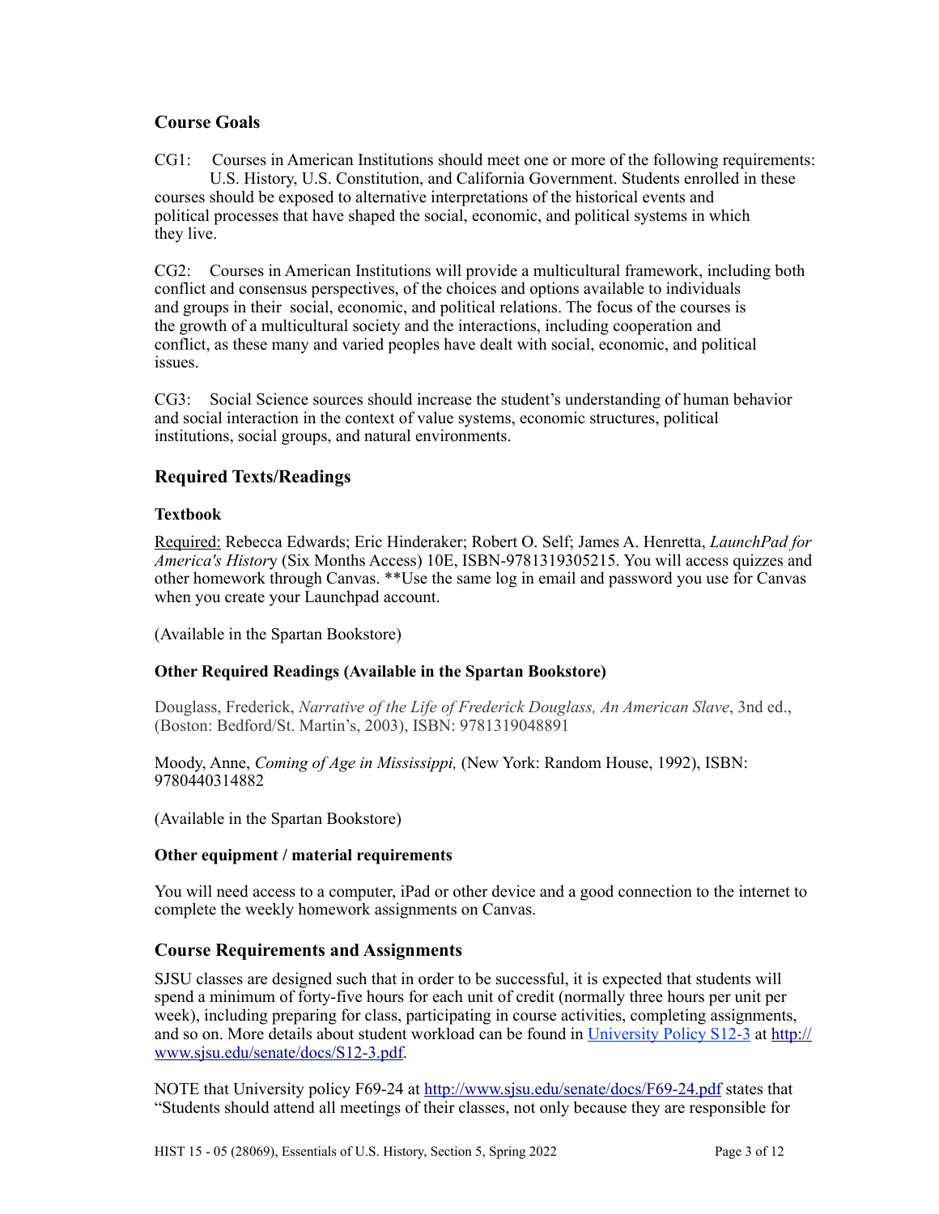## Course Goals

CG1: Courses in American Institutions should meet one or more of the following requirements: U.S. History, U.S. Constitution, and California Government. Students enrolled in these courses should be exposed to alternative interpretations of the historical events and political processes that have shaped the social, economic, and political systems in which they live.

CG2: Courses in American Institutions will provide a multicultural framework, including both conflict and consensus perspectives, of the choices and options available to individuals and groups in their social, economic, and political relations. The focus of the courses is the growth of a multicultural society and the interactions, including cooperation and conflict, as these many and varied peoples have dealt with social, economic, and political issues.

CG3: Social Science sources should increase the student's understanding of human behavior and social interaction in the context of value systems, economic structures, political institutions, social groups, and natural environments.

## Required Texts/Readings

### Textbook

Required: Rebecca Edwards; Eric Hinderaker; Robert O. Self; James A. Henretta, *LaunchPad for America's History* (Six Months Access) 10E, ISBN-9781319305215. You will access quizzes and other homework through Canvas. **Use the same log in email and password you use for Canvas when you create your Launchpad account.

(Available in the Spartan Bookstore)

### Other Required Readings (Available in the Spartan Bookstore)

Douglass, Frederick, *Narrative of the Life of Frederick Douglass, An American Slave*, 3nd ed., (Boston: Bedford/St. Martin's, 2003), ISBN: 9781319048891

Moody, Anne, *Coming of Age in Mississippi,* (New York: Random House, 1992), ISBN: 9780440314882

(Available in the Spartan Bookstore)

### Other equipment / material requirements

You will need access to a computer, iPad or other device and a good connection to the internet to complete the weekly homework assignments on Canvas.

## Course Requirements and Assignments

SJSU classes are designed such that in order to be successful, it is expected that students will spend a minimum of forty-five hours for each unit of credit (normally three hours per unit per week), including preparing for class, participating in course activities, completing assignments, and so on. More details about student workload can be found in [University Policy S12-3](http://www.sjsu.edu/senate/docs/S12-3.pdf) at http://www.sjsu.edu/senate/docs/S12-3.pdf.

NOTE that University policy F69-24 at http://www.sjsu.edu/senate/docs/F69-24.pdf states that "Students should attend all meetings of their classes, not only because they are responsible for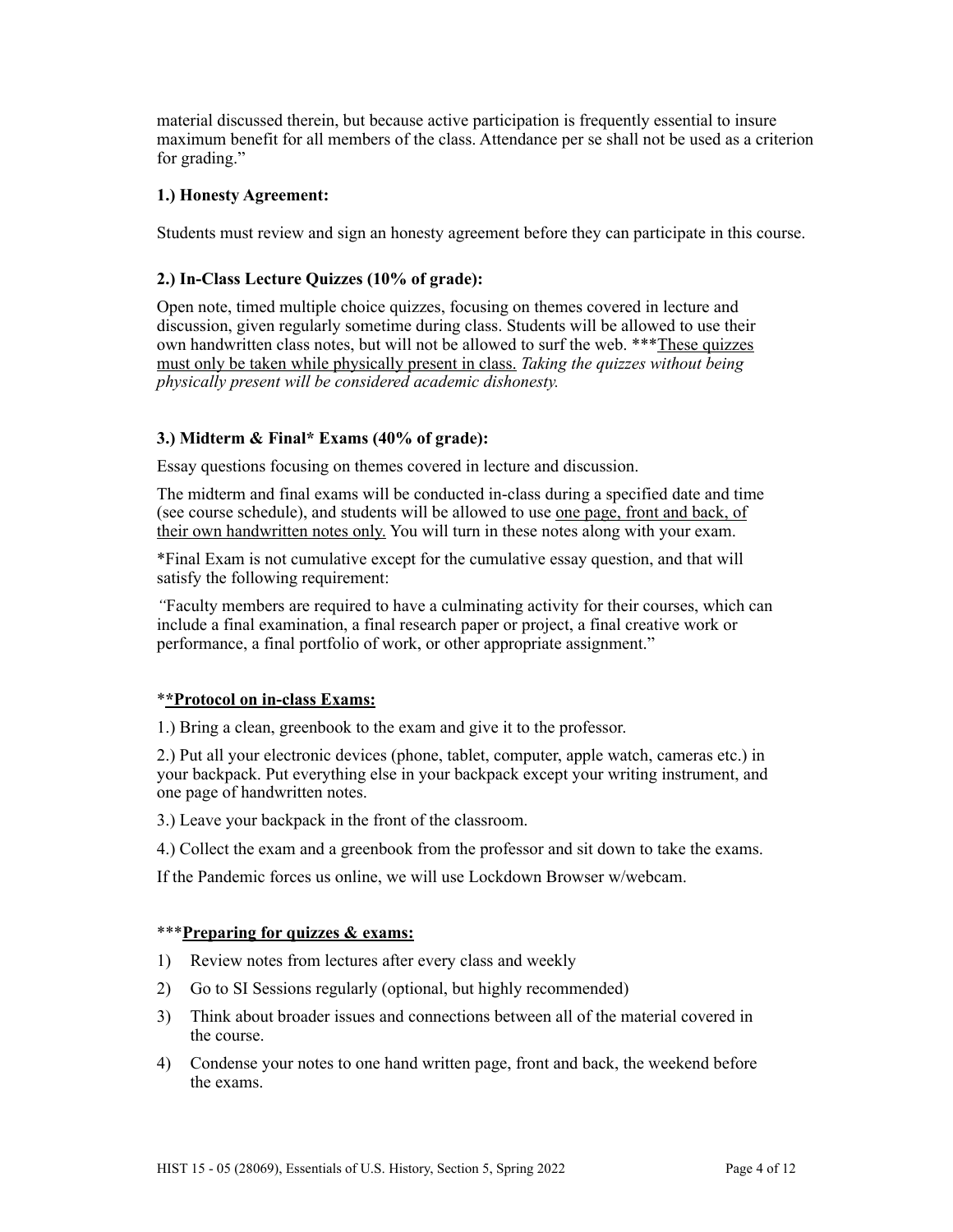material discussed therein, but because active participation is frequently essential to insure maximum benefit for all members of the class. Attendance per se shall not be used as a criterion for grading."

**1.) Honesty Agreement:**

Students must review and sign an honesty agreement before they can participate in this course.

**2.) In-Class Lecture Quizzes (10% of grade):**

Open note, timed multiple choice quizzes, focusing on themes covered in lecture and discussion, given regularly sometime during class. Students will be allowed to use their own handwritten class notes, but will not be allowed to surf the web. ***<u>These quizzes must only be taken while physically present in class.</u> *Taking the quizzes without being physically present will be considered academic dishonesty.*

**3.) Midterm & Final* Exams (40% of grade):**

Essay questions focusing on themes covered in lecture and discussion.

The midterm and final exams will be conducted in-class during a specified date and time (see course schedule), and students will be allowed to use <u>one page, front and back, of their own handwritten notes only.</u> You will turn in these notes along with your exam.

*Final Exam is not cumulative except for the cumulative essay question, and that will satisfy the following requirement:

*"*Faculty members are required to have a culminating activity for their courses, which can include a final examination, a final research paper or project, a final creative work or performance, a final portfolio of work, or other appropriate assignment."

*__*Protocol on in-class Exams:__

1.) Bring a clean, greenbook to the exam and give it to the professor.

2.) Put all your electronic devices (phone, tablet, computer, apple watch, cameras etc.) in your backpack. Put everything else in your backpack except your writing instrument, and one page of handwritten notes.

3.) Leave your backpack in the front of the classroom.

4.) Collect the exam and a greenbook from the professor and sit down to take the exams.

If the Pandemic forces us online, we will use Lockdown Browser w/webcam.

***__Preparing for quizzes & exams:__

1) Review notes from lectures after every class and weekly
2) Go to SI Sessions regularly (optional, but highly recommended)
3) Think about broader issues and connections between all of the material covered in the course.
4) Condense your notes to one hand written page, front and back, the weekend before the exams.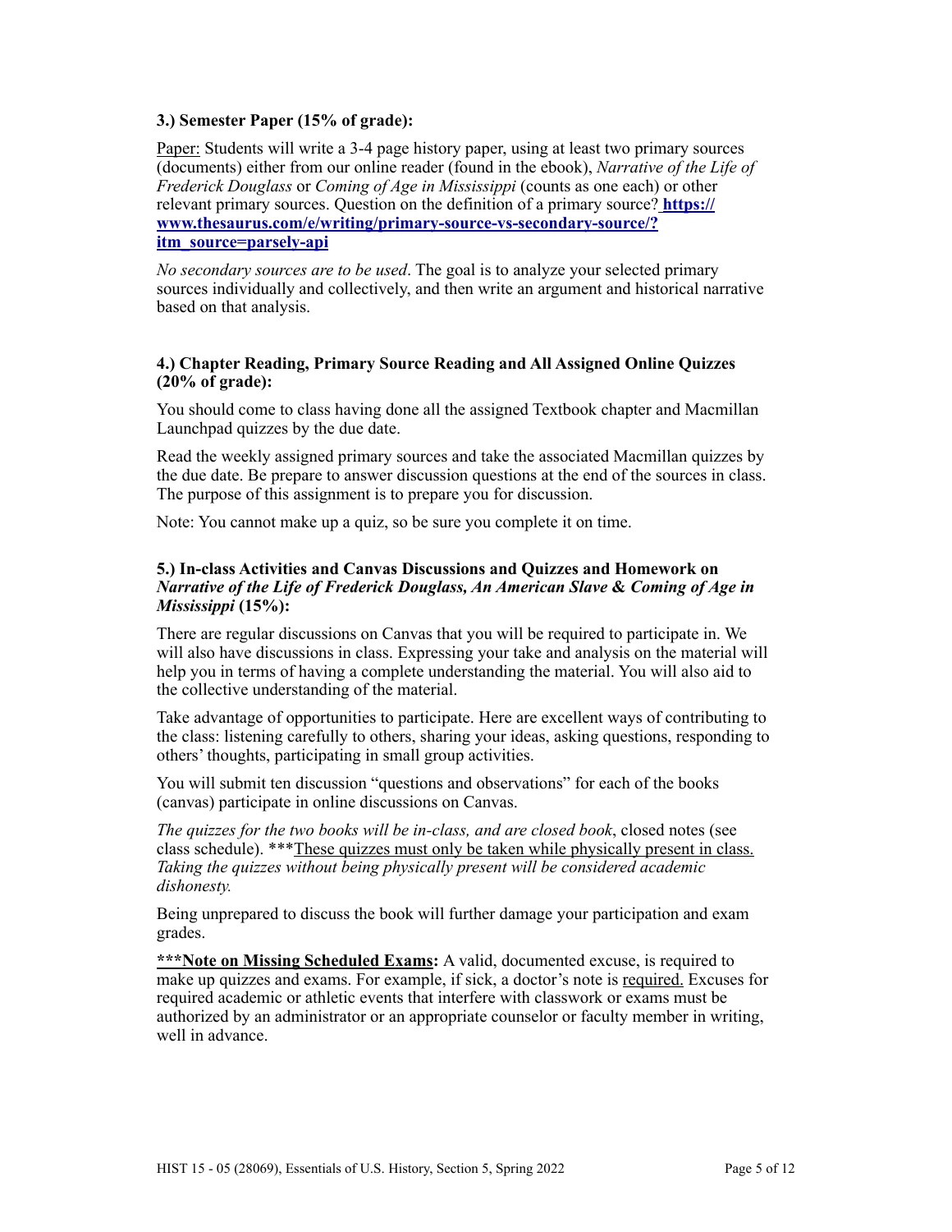**3.) Semester Paper (15% of grade):**

Paper: Students will write a 3-4 page history paper, using at least two primary sources (documents) either from our online reader (found in the ebook), *Narrative of the Life of Frederick Douglass* or *Coming of Age in Mississippi* (counts as one each) or other relevant primary sources. Question on the definition of a primary source? **https://www.thesaurus.com/e/writing/primary-source-vs-secondary-source/?itm_source=parsely-api**

*No secondary sources are to be used*. The goal is to analyze your selected primary sources individually and collectively, and then write an argument and historical narrative based on that analysis.

**4.) Chapter Reading, Primary Source Reading and All Assigned Online Quizzes (20% of grade):**

You should come to class having done all the assigned Textbook chapter and Macmillan Launchpad quizzes by the due date.

Read the weekly assigned primary sources and take the associated Macmillan quizzes by the due date. Be prepare to answer discussion questions at the end of the sources in class. The purpose of this assignment is to prepare you for discussion.

Note: You cannot make up a quiz, so be sure you complete it on time.

**5.) In-class Activities and Canvas Discussions and Quizzes and Homework on *Narrative of the Life of Frederick Douglass, An American Slave* & *Coming of Age in Mississippi* (15%):**

There are regular discussions on Canvas that you will be required to participate in. We will also have discussions in class. Expressing your take and analysis on the material will help you in terms of having a complete understanding the material. You will also aid to the collective understanding of the material.

Take advantage of opportunities to participate. Here are excellent ways of contributing to the class: listening carefully to others, sharing your ideas, asking questions, responding to others' thoughts, participating in small group activities.

You will submit ten discussion "questions and observations" for each of the books (canvas) participate in online discussions on Canvas.

*The quizzes for the two books will be in-class, and are closed book*, closed notes (see class schedule). ***These quizzes must only be taken while physically present in class. *Taking the quizzes without being physically present will be considered academic dishonesty.*

Being unprepared to discuss the book will further damage your participation and exam grades.

**\*\*\*Note on Missing Scheduled Exams:** A valid, documented excuse, is required to make up quizzes and exams. For example, if sick, a doctor's note is required. Excuses for required academic or athletic events that interfere with classwork or exams must be authorized by an administrator or an appropriate counselor or faculty member in writing, well in advance.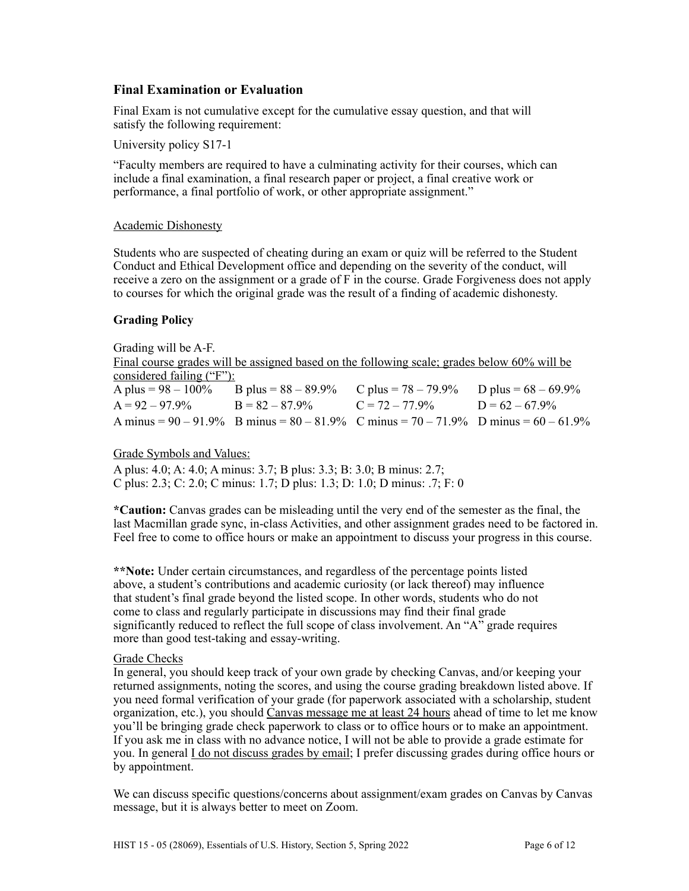### Final Examination or Evaluation

Final Exam is not cumulative except for the cumulative essay question, and that will satisfy the following requirement:

University policy S17-1

"Faculty members are required to have a culminating activity for their courses, which can include a final examination, a final research paper or project, a final creative work or performance, a final portfolio of work, or other appropriate assignment."

Academic Dishonesty

Students who are suspected of cheating during an exam or quiz will be referred to the Student Conduct and Ethical Development office and depending on the severity of the conduct, will receive a zero on the assignment or a grade of F in the course. Grade Forgiveness does not apply to courses for which the original grade was the result of a finding of academic dishonesty.

**Grading Policy**

Grading will be A-F.

Final course grades will be assigned based on the following scale; grades below 60% will be considered failing ("F"):

| | | | |
|---|---|---|---|
| A plus = 98 – 100% | B plus = 88 – 89.9% | C plus = 78 – 79.9% | D plus = 68 – 69.9% |
| A = 92 – 97.9% | B = 82 – 87.9% | C = 72 – 77.9% | D = 62 – 67.9% |
| A minus = 90 – 91.9% | B minus = 80 – 81.9% | C minus = 70 – 71.9% | D minus = 60 – 61.9% |

Grade Symbols and Values:

A plus: 4.0; A: 4.0; A minus: 3.7; B plus: 3.3; B: 3.0; B minus: 2.7;
C plus: 2.3; C: 2.0; C minus: 1.7; D plus: 1.3; D: 1.0; D minus: .7; F: 0

**\*Caution:** Canvas grades can be misleading until the very end of the semester as the final, the last Macmillan grade sync, in-class Activities, and other assignment grades need to be factored in. Feel free to come to office hours or make an appointment to discuss your progress in this course.

**\*\*Note:** Under certain circumstances, and regardless of the percentage points listed above, a student's contributions and academic curiosity (or lack thereof) may influence that student's final grade beyond the listed scope. In other words, students who do not come to class and regularly participate in discussions may find their final grade significantly reduced to reflect the full scope of class involvement. An "A" grade requires more than good test-taking and essay-writing.

Grade Checks

In general, you should keep track of your own grade by checking Canvas, and/or keeping your returned assignments, noting the scores, and using the course grading breakdown listed above. If you need formal verification of your grade (for paperwork associated with a scholarship, student organization, etc.), you should Canvas message me at least 24 hours ahead of time to let me know you'll be bringing grade check paperwork to class or to office hours or to make an appointment. If you ask me in class with no advance notice, I will not be able to provide a grade estimate for you. In general I do not discuss grades by email; I prefer discussing grades during office hours or by appointment.

We can discuss specific questions/concerns about assignment/exam grades on Canvas by Canvas message, but it is always better to meet on Zoom.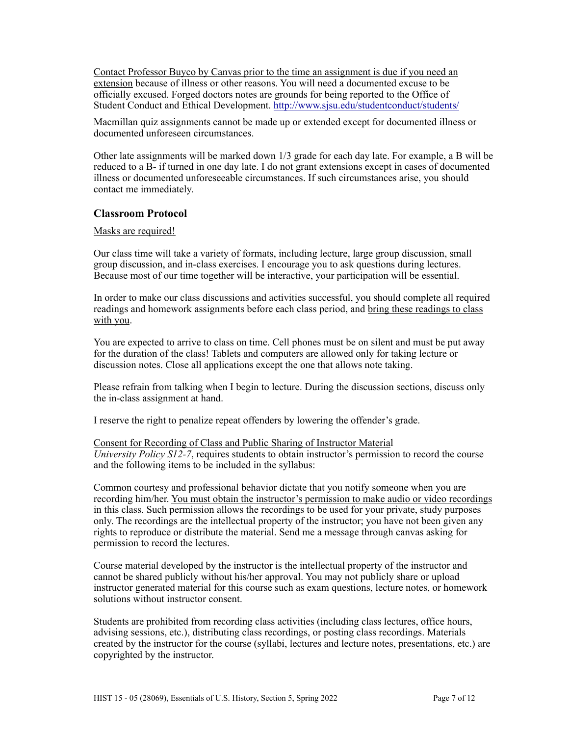Contact Professor Buyco by Canvas prior to the time an assignment is due if you need an extension because of illness or other reasons. You will need a documented excuse to be officially excused. Forged doctors notes are grounds for being reported to the Office of Student Conduct and Ethical Development. http://www.sjsu.edu/studentconduct/students/

Macmillan quiz assignments cannot be made up or extended except for documented illness or documented unforeseen circumstances.

Other late assignments will be marked down 1/3 grade for each day late. For example, a B will be reduced to a B- if turned in one day late. I do not grant extensions except in cases of documented illness or documented unforeseeable circumstances. If such circumstances arise, you should contact me immediately.

### Classroom Protocol

Masks are required!

Our class time will take a variety of formats, including lecture, large group discussion, small group discussion, and in-class exercises. I encourage you to ask questions during lectures. Because most of our time together will be interactive, your participation will be essential.

In order to make our class discussions and activities successful, you should complete all required readings and homework assignments before each class period, and bring these readings to class with you.

You are expected to arrive to class on time. Cell phones must be on silent and must be put away for the duration of the class! Tablets and computers are allowed only for taking lecture or discussion notes. Close all applications except the one that allows note taking.

Please refrain from talking when I begin to lecture. During the discussion sections, discuss only the in-class assignment at hand.

I reserve the right to penalize repeat offenders by lowering the offender's grade.

Consent for Recording of Class and Public Sharing of Instructor Material
*University Policy S12-7*, requires students to obtain instructor's permission to record the course and the following items to be included in the syllabus:

Common courtesy and professional behavior dictate that you notify someone when you are recording him/her. You must obtain the instructor's permission to make audio or video recordings in this class. Such permission allows the recordings to be used for your private, study purposes only. The recordings are the intellectual property of the instructor; you have not been given any rights to reproduce or distribute the material. Send me a message through canvas asking for permission to record the lectures.

Course material developed by the instructor is the intellectual property of the instructor and cannot be shared publicly without his/her approval. You may not publicly share or upload instructor generated material for this course such as exam questions, lecture notes, or homework solutions without instructor consent.

Students are prohibited from recording class activities (including class lectures, office hours, advising sessions, etc.), distributing class recordings, or posting class recordings. Materials created by the instructor for the course (syllabi, lectures and lecture notes, presentations, etc.) are copyrighted by the instructor.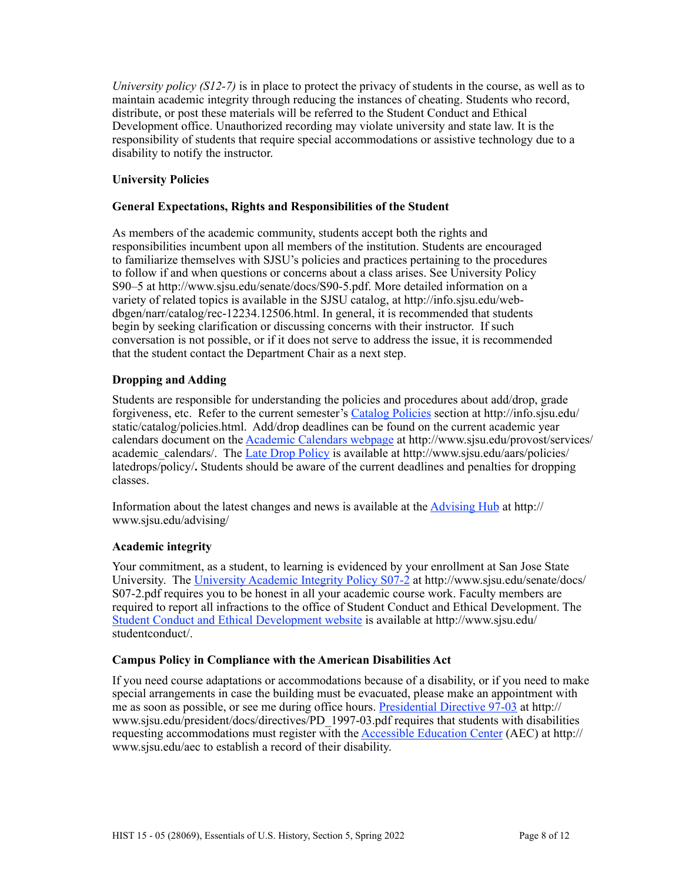*University policy (S12-7)* is in place to protect the privacy of students in the course, as well as to maintain academic integrity through reducing the instances of cheating. Students who record, distribute, or post these materials will be referred to the Student Conduct and Ethical Development office. Unauthorized recording may violate university and state law. It is the responsibility of students that require special accommodations or assistive technology due to a disability to notify the instructor.

## University Policies

### General Expectations, Rights and Responsibilities of the Student

As members of the academic community, students accept both the rights and responsibilities incumbent upon all members of the institution. Students are encouraged to familiarize themselves with SJSU's policies and practices pertaining to the procedures to follow if and when questions or concerns about a class arises. See University Policy S90–5 at http://www.sjsu.edu/senate/docs/S90-5.pdf. More detailed information on a variety of related topics is available in the SJSU catalog, at http://info.sjsu.edu/web-dbgen/narr/catalog/rec-12234.12506.html. In general, it is recommended that students begin by seeking clarification or discussing concerns with their instructor. If such conversation is not possible, or if it does not serve to address the issue, it is recommended that the student contact the Department Chair as a next step.

### Dropping and Adding

Students are responsible for understanding the policies and procedures about add/drop, grade forgiveness, etc. Refer to the current semester's [Catalog Policies](http://info.sjsu.edu/static/catalog/policies.html) section at http://info.sjsu.edu/static/catalog/policies.html. Add/drop deadlines can be found on the current academic year calendars document on the [Academic Calendars webpage](http://www.sjsu.edu/provost/services/academic_calendars/) at http://www.sjsu.edu/provost/services/academic_calendars/. The [Late Drop Policy](http://www.sjsu.edu/aars/policies/latedrops/policy/) is available at http://www.sjsu.edu/aars/policies/latedrops/policy/**.** Students should be aware of the current deadlines and penalties for dropping classes.

Information about the latest changes and news is available at the [Advising Hub](http://www.sjsu.edu/advising/) at http://www.sjsu.edu/advising/

### Academic integrity

Your commitment, as a student, to learning is evidenced by your enrollment at San Jose State University. The [University Academic Integrity Policy S07-2](http://www.sjsu.edu/senate/docs/S07-2.pdf) at http://www.sjsu.edu/senate/docs/S07-2.pdf requires you to be honest in all your academic course work. Faculty members are required to report all infractions to the office of Student Conduct and Ethical Development. The [Student Conduct and Ethical Development website](http://www.sjsu.edu/studentconduct/) is available at http://www.sjsu.edu/studentconduct/.

### Campus Policy in Compliance with the American Disabilities Act

If you need course adaptations or accommodations because of a disability, or if you need to make special arrangements in case the building must be evacuated, please make an appointment with me as soon as possible, or see me during office hours. [Presidential Directive 97-03](http://www.sjsu.edu/president/docs/directives/PD_1997-03.pdf) at http://www.sjsu.edu/president/docs/directives/PD_1997-03.pdf requires that students with disabilities requesting accommodations must register with the [Accessible Education Center](http://www.sjsu.edu/aec) (AEC) at http://www.sjsu.edu/aec to establish a record of their disability.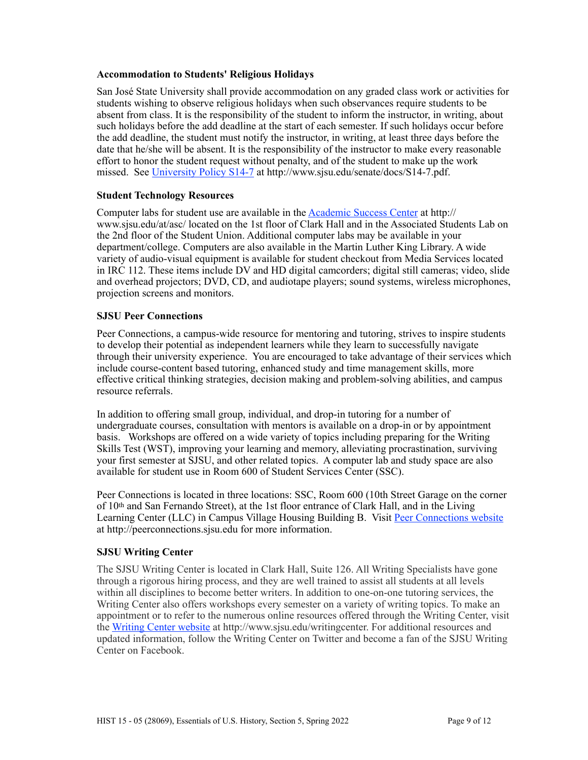### Accommodation to Students' Religious Holidays

San José State University shall provide accommodation on any graded class work or activities for students wishing to observe religious holidays when such observances require students to be absent from class. It is the responsibility of the student to inform the instructor, in writing, about such holidays before the add deadline at the start of each semester. If such holidays occur before the add deadline, the student must notify the instructor, in writing, at least three days before the date that he/she will be absent. It is the responsibility of the instructor to make every reasonable effort to honor the student request without penalty, and of the student to make up the work missed. See [University Policy S14-7](http://www.sjsu.edu/senate/docs/S14-7.pdf) at http://www.sjsu.edu/senate/docs/S14-7.pdf.

### Student Technology Resources

Computer labs for student use are available in the [Academic Success Center](http://www.sjsu.edu/at/asc/) at http://www.sjsu.edu/at/asc/ located on the 1st floor of Clark Hall and in the Associated Students Lab on the 2nd floor of the Student Union. Additional computer labs may be available in your department/college. Computers are also available in the Martin Luther King Library. A wide variety of audio-visual equipment is available for student checkout from Media Services located in IRC 112. These items include DV and HD digital camcorders; digital still cameras; video, slide and overhead projectors; DVD, CD, and audiotape players; sound systems, wireless microphones, projection screens and monitors.

### SJSU Peer Connections

Peer Connections, a campus-wide resource for mentoring and tutoring, strives to inspire students to develop their potential as independent learners while they learn to successfully navigate through their university experience. You are encouraged to take advantage of their services which include course-content based tutoring, enhanced study and time management skills, more effective critical thinking strategies, decision making and problem-solving abilities, and campus resource referrals.

In addition to offering small group, individual, and drop-in tutoring for a number of undergraduate courses, consultation with mentors is available on a drop-in or by appointment basis. Workshops are offered on a wide variety of topics including preparing for the Writing Skills Test (WST), improving your learning and memory, alleviating procrastination, surviving your first semester at SJSU, and other related topics. A computer lab and study space are also available for student use in Room 600 of Student Services Center (SSC).

Peer Connections is located in three locations: SSC, Room 600 (10th Street Garage on the corner of 10th and San Fernando Street), at the 1st floor entrance of Clark Hall, and in the Living Learning Center (LLC) in Campus Village Housing Building B. Visit [Peer Connections website](http://peerconnections.sjsu.edu) at http://peerconnections.sjsu.edu for more information.

### SJSU Writing Center

The SJSU Writing Center is located in Clark Hall, Suite 126. All Writing Specialists have gone through a rigorous hiring process, and they are well trained to assist all students at all levels within all disciplines to become better writers. In addition to one-on-one tutoring services, the Writing Center also offers workshops every semester on a variety of writing topics. To make an appointment or to refer to the numerous online resources offered through the Writing Center, visit the [Writing Center website](http://www.sjsu.edu/writingcenter) at http://www.sjsu.edu/writingcenter. For additional resources and updated information, follow the Writing Center on Twitter and become a fan of the SJSU Writing Center on Facebook.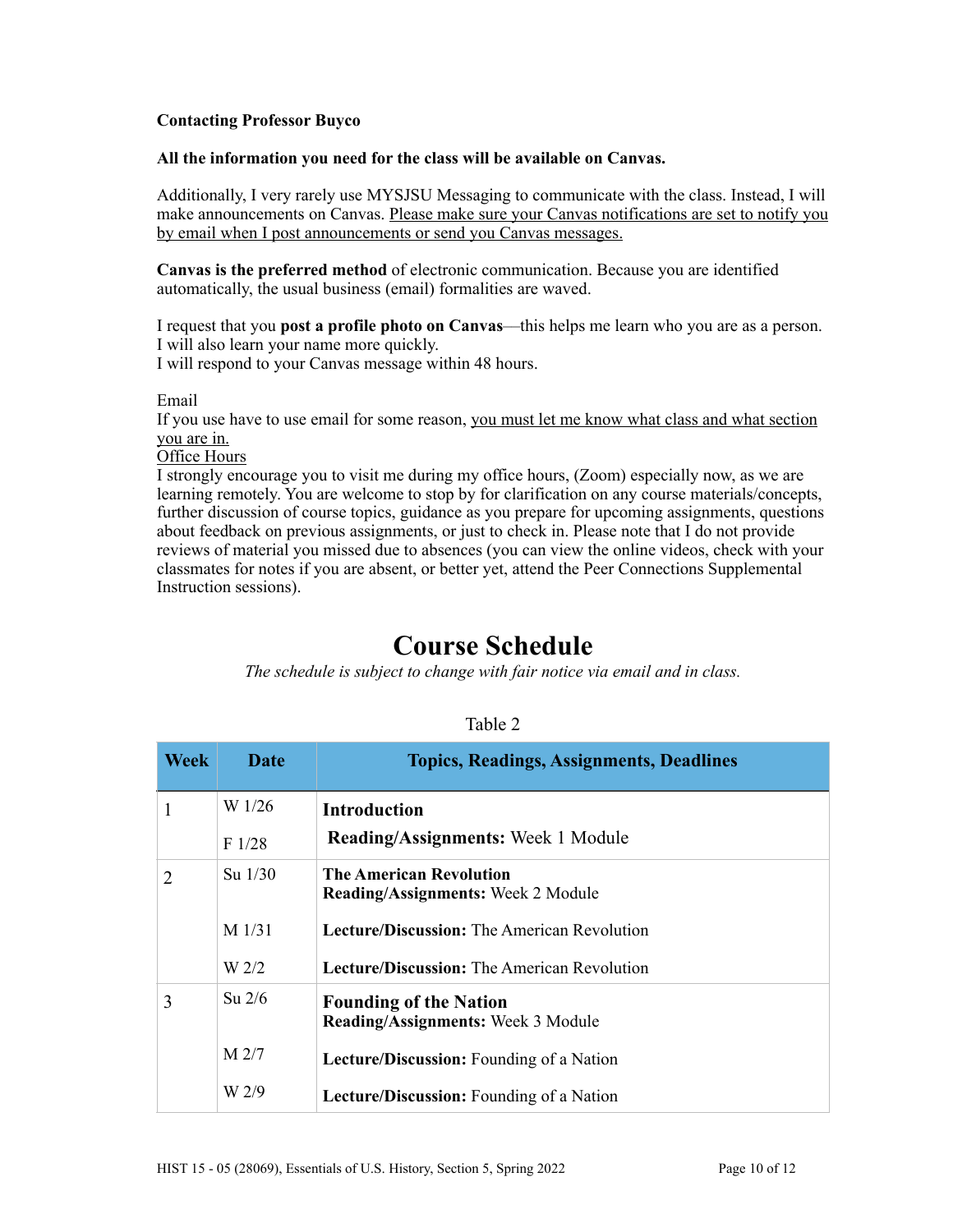**Contacting Professor Buyco**

**All the information you need for the class will be available on Canvas.**

Additionally, I very rarely use MYSJSU Messaging to communicate with the class. Instead, I will make announcements on Canvas. <u>Please make sure your Canvas notifications are set to notify you by email when I post announcements or send you Canvas messages.</u>

**Canvas is the preferred method** of electronic communication. Because you are identified automatically, the usual business (email) formalities are waved.

I request that you **post a profile photo on Canvas**—this helps me learn who you are as a person. I will also learn your name more quickly.
I will respond to your Canvas message within 48 hours.

Email
If you use have to use email for some reason, <u>you must let me know what class and what section you are in.</u>
<u>Office Hours</u>
I strongly encourage you to visit me during my office hours, (Zoom) especially now, as we are learning remotely. You are welcome to stop by for clarification on any course materials/concepts, further discussion of course topics, guidance as you prepare for upcoming assignments, questions about feedback on previous assignments, or just to check in. Please note that I do not provide reviews of material you missed due to absences (you can view the online videos, check with your classmates for notes if you are absent, or better yet, attend the Peer Connections Supplemental Instruction sessions).

# Course Schedule

*The schedule is subject to change with fair notice via email and in class.*

Table 2

| Week | Date | Topics, Readings, Assignments, Deadlines |
|---|---|---|
| 1 | W 1/26 | **Introduction** |
| | F 1/28 | **Reading/Assignments:** Week 1 Module |
| 2 | Su 1/30 | **The American Revolution** **Reading/Assignments:** Week 2 Module |
| | M 1/31 | **Lecture/Discussion:** The American Revolution |
| | W 2/2 | **Lecture/Discussion:** The American Revolution |
| 3 | Su 2/6 | **Founding of the Nation** **Reading/Assignments:** Week 3 Module |
| | M 2/7 | **Lecture/Discussion:** Founding of a Nation |
| | W 2/9 | **Lecture/Discussion:** Founding of a Nation |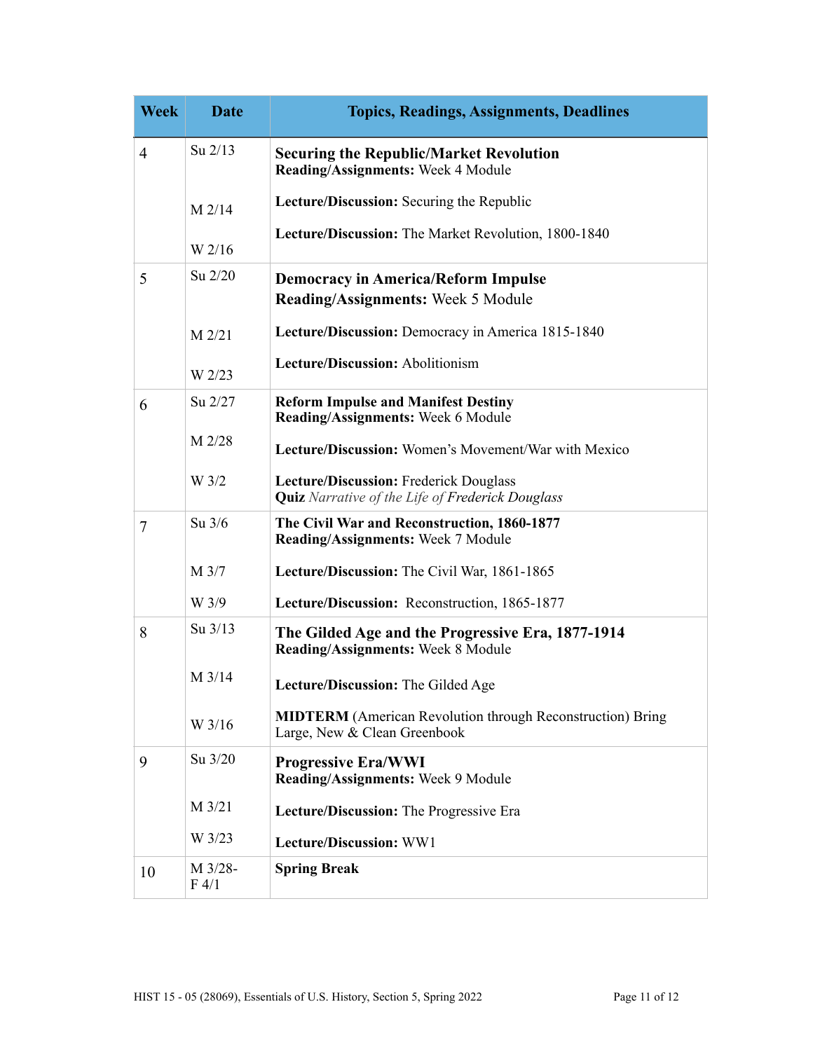| Week | Date | Topics, Readings, Assignments, Deadlines |
| --- | --- | --- |
| 4 | Su 2/13<br><br>M 2/14<br><br>W 2/16 | **Securing the Republic/Market Revolution**<br>**Reading/Assignments:** Week 4 Module<br><br>**Lecture/Discussion:** Securing the Republic<br><br>**Lecture/Discussion:** The Market Revolution, 1800-1840 |
| 5 | Su 2/20<br><br>M 2/21<br><br>W 2/23 | **Democracy in America/Reform Impulse**<br>**Reading/Assignments:** Week 5 Module<br><br>**Lecture/Discussion:** Democracy in America 1815-1840<br><br>**Lecture/Discussion:** Abolitionism |
| 6 | Su 2/27<br><br>M 2/28<br><br>W 3/2 | **Reform Impulse and Manifest Destiny**<br>**Reading/Assignments:** Week 6 Module<br><br>**Lecture/Discussion:** Women's Movement/War with Mexico<br><br>**Lecture/Discussion:** Frederick Douglass<br>**Quiz** *Narrative of the Life of Frederick Douglass* |
| 7 | Su 3/6<br><br>M 3/7<br><br>W 3/9 | **The Civil War and Reconstruction, 1860-1877**<br>**Reading/Assignments:** Week 7 Module<br><br>**Lecture/Discussion:** The Civil War, 1861-1865<br><br>**Lecture/Discussion:** Reconstruction, 1865-1877 |
| 8 | Su 3/13<br><br>M 3/14<br><br>W 3/16 | **The Gilded Age and the Progressive Era, 1877-1914**<br>**Reading/Assignments:** Week 8 Module<br><br>**Lecture/Discussion:** The Gilded Age<br><br>**MIDTERM** (American Revolution through Reconstruction) Bring Large, New & Clean Greenbook |
| 9 | Su 3/20<br><br>M 3/21<br><br>W 3/23 | **Progressive Era/WWI**<br>**Reading/Assignments:** Week 9 Module<br><br>**Lecture/Discussion:** The Progressive Era<br><br>**Lecture/Discussion:** WW1 |
| 10 | M 3/28-<br>F 4/1 | **Spring Break** |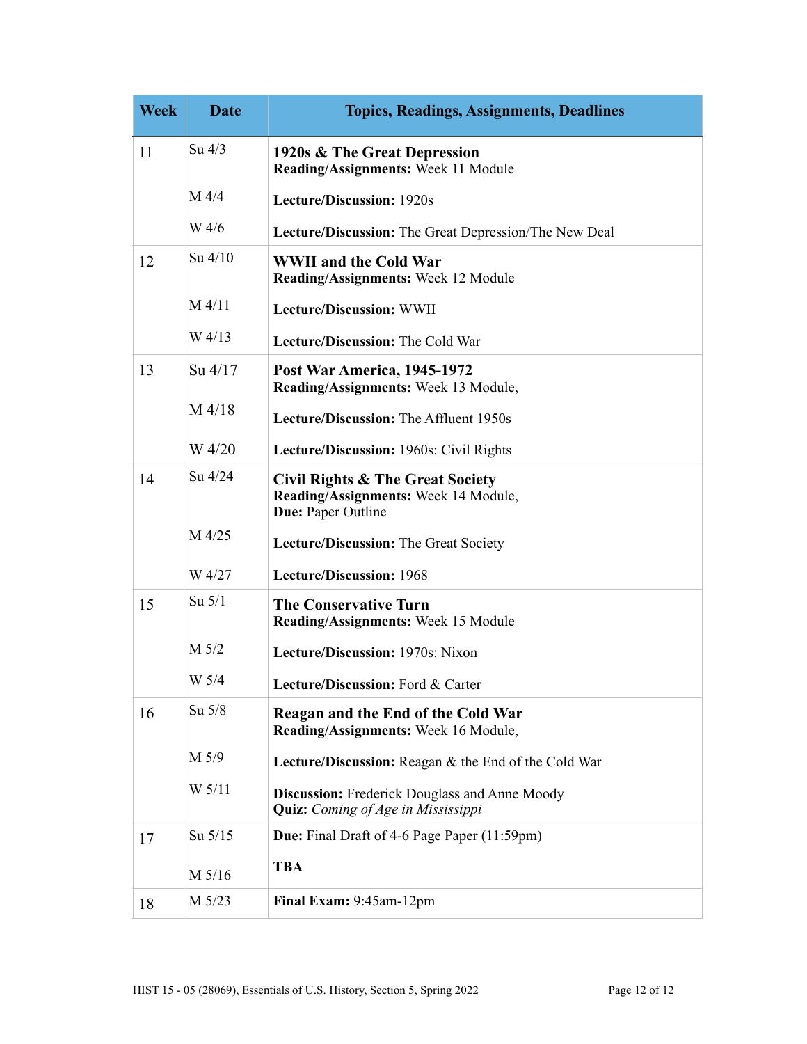| Week | Date | Topics, Readings, Assignments, Deadlines |
|---|---|---|
| 11 | Su 4/3 | **1920s & The Great Depression**<br>**Reading/Assignments:** Week 11 Module |
| | M 4/4 | **Lecture/Discussion:** 1920s |
| | W 4/6 | **Lecture/Discussion:** The Great Depression/The New Deal |
| 12 | Su 4/10 | **WWII and the Cold War**<br>**Reading/Assignments:** Week 12 Module |
| | M 4/11 | **Lecture/Discussion:** WWII |
| | W 4/13 | **Lecture/Discussion:** The Cold War |
| 13 | Su 4/17 | **Post War America, 1945-1972**<br>**Reading/Assignments:** Week 13 Module, |
| | M 4/18 | **Lecture/Discussion:** The Affluent 1950s |
| | W 4/20 | **Lecture/Discussion:** 1960s: Civil Rights |
| 14 | Su 4/24 | **Civil Rights & The Great Society**<br>**Reading/Assignments:** Week 14 Module,<br>**Due:** Paper Outline |
| | M 4/25 | **Lecture/Discussion:** The Great Society |
| | W 4/27 | **Lecture/Discussion:** 1968 |
| 15 | Su 5/1 | **The Conservative Turn**<br>**Reading/Assignments:** Week 15 Module |
| | M 5/2 | **Lecture/Discussion:** 1970s: Nixon |
| | W 5/4 | **Lecture/Discussion:** Ford & Carter |
| 16 | Su 5/8 | **Reagan and the End of the Cold War**<br>**Reading/Assignments:** Week 16 Module, |
| | M 5/9 | **Lecture/Discussion:** Reagan & the End of the Cold War |
| | W 5/11 | **Discussion:** Frederick Douglass and Anne Moody<br>**Quiz:** *Coming of Age in Mississippi* |
| 17 | Su 5/15 | **Due:** Final Draft of 4-6 Page Paper (11:59pm) |
| | M 5/16 | **TBA** |
| 18 | M 5/23 | **Final Exam:** 9:45am-12pm |